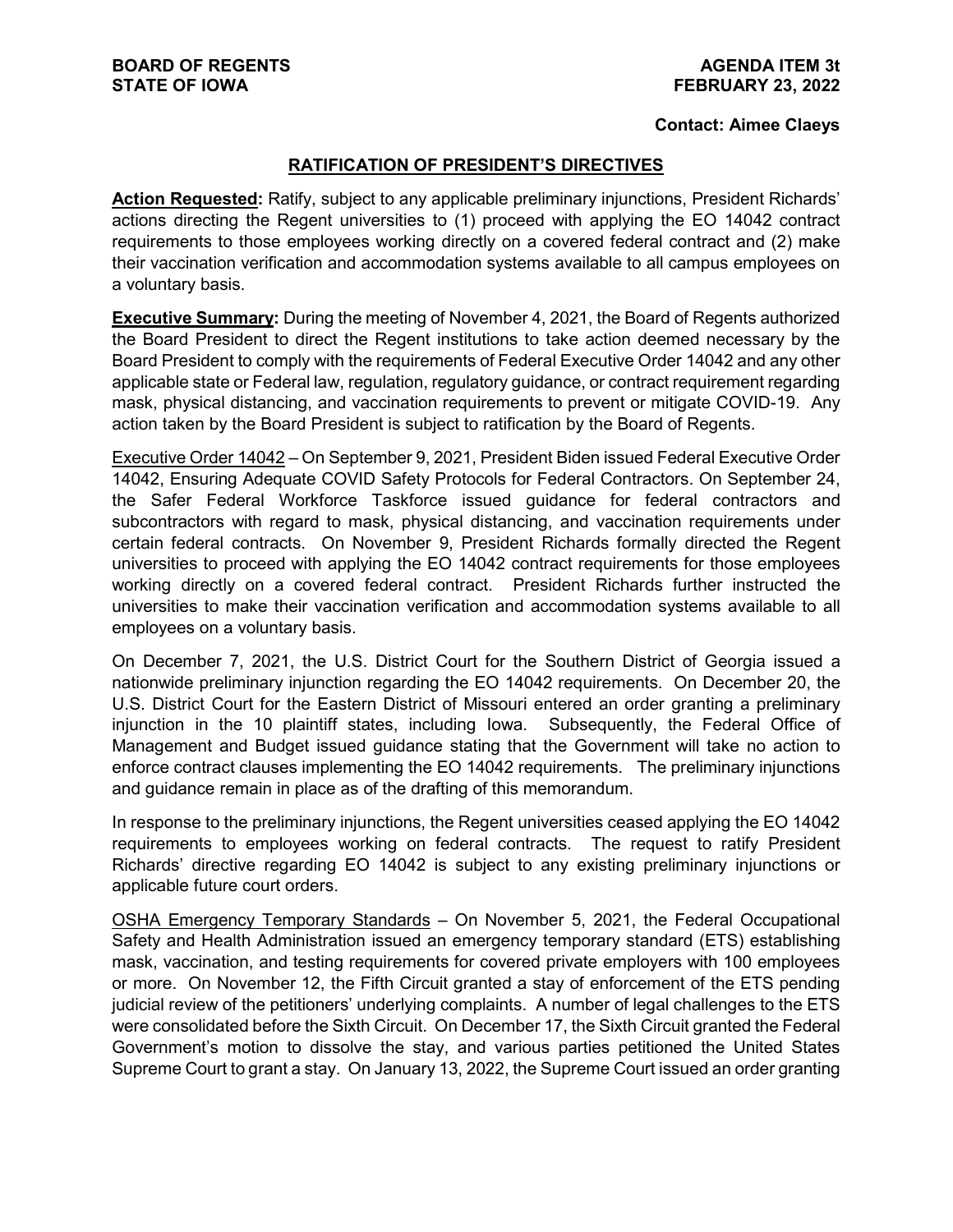**BOARD OF REGENTS**
**STATE OF IOWA**

**AGENDA ITEM 3t**
**FEBRUARY 23, 2022**

**Contact: Aimee Claeys**

## RATIFICATION OF PRESIDENT'S DIRECTIVES

**Action Requested:** Ratify, subject to any applicable preliminary injunctions, President Richards' actions directing the Regent universities to (1) proceed with applying the EO 14042 contract requirements to those employees working directly on a covered federal contract and (2) make their vaccination verification and accommodation systems available to all campus employees on a voluntary basis.

**Executive Summary:** During the meeting of November 4, 2021, the Board of Regents authorized the Board President to direct the Regent institutions to take action deemed necessary by the Board President to comply with the requirements of Federal Executive Order 14042 and any other applicable state or Federal law, regulation, regulatory guidance, or contract requirement regarding mask, physical distancing, and vaccination requirements to prevent or mitigate COVID-19. Any action taken by the Board President is subject to ratification by the Board of Regents.

Executive Order 14042 – On September 9, 2021, President Biden issued Federal Executive Order 14042, Ensuring Adequate COVID Safety Protocols for Federal Contractors. On September 24, the Safer Federal Workforce Taskforce issued guidance for federal contractors and subcontractors with regard to mask, physical distancing, and vaccination requirements under certain federal contracts. On November 9, President Richards formally directed the Regent universities to proceed with applying the EO 14042 contract requirements for those employees working directly on a covered federal contract. President Richards further instructed the universities to make their vaccination verification and accommodation systems available to all employees on a voluntary basis.

On December 7, 2021, the U.S. District Court for the Southern District of Georgia issued a nationwide preliminary injunction regarding the EO 14042 requirements. On December 20, the U.S. District Court for the Eastern District of Missouri entered an order granting a preliminary injunction in the 10 plaintiff states, including Iowa. Subsequently, the Federal Office of Management and Budget issued guidance stating that the Government will take no action to enforce contract clauses implementing the EO 14042 requirements. The preliminary injunctions and guidance remain in place as of the drafting of this memorandum.

In response to the preliminary injunctions, the Regent universities ceased applying the EO 14042 requirements to employees working on federal contracts. The request to ratify President Richards' directive regarding EO 14042 is subject to any existing preliminary injunctions or applicable future court orders.

OSHA Emergency Temporary Standards – On November 5, 2021, the Federal Occupational Safety and Health Administration issued an emergency temporary standard (ETS) establishing mask, vaccination, and testing requirements for covered private employers with 100 employees or more. On November 12, the Fifth Circuit granted a stay of enforcement of the ETS pending judicial review of the petitioners' underlying complaints. A number of legal challenges to the ETS were consolidated before the Sixth Circuit. On December 17, the Sixth Circuit granted the Federal Government's motion to dissolve the stay, and various parties petitioned the United States Supreme Court to grant a stay. On January 13, 2022, the Supreme Court issued an order granting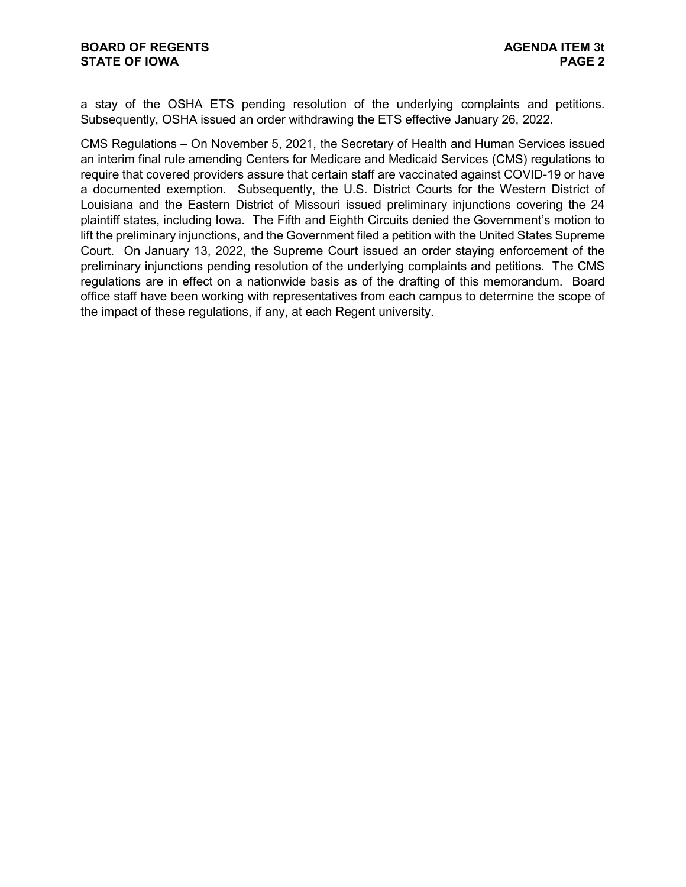a stay of the OSHA ETS pending resolution of the underlying complaints and petitions. Subsequently, OSHA issued an order withdrawing the ETS effective January 26, 2022.

CMS Regulations – On November 5, 2021, the Secretary of Health and Human Services issued an interim final rule amending Centers for Medicare and Medicaid Services (CMS) regulations to require that covered providers assure that certain staff are vaccinated against COVID-19 or have a documented exemption. Subsequently, the U.S. District Courts for the Western District of Louisiana and the Eastern District of Missouri issued preliminary injunctions covering the 24 plaintiff states, including Iowa. The Fifth and Eighth Circuits denied the Government's motion to lift the preliminary injunctions, and the Government filed a petition with the United States Supreme Court. On January 13, 2022, the Supreme Court issued an order staying enforcement of the preliminary injunctions pending resolution of the underlying complaints and petitions. The CMS regulations are in effect on a nationwide basis as of the drafting of this memorandum. Board office staff have been working with representatives from each campus to determine the scope of the impact of these regulations, if any, at each Regent university.